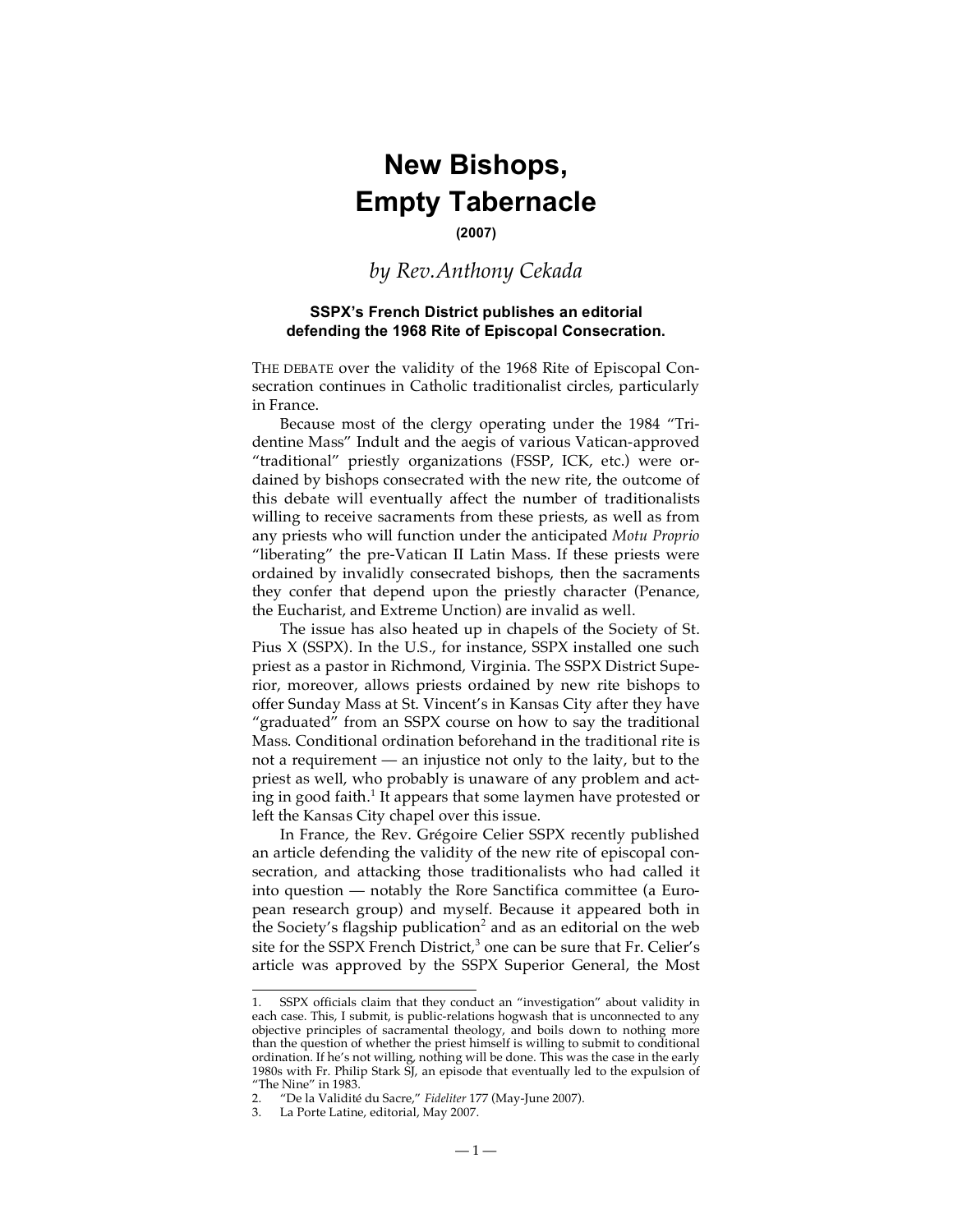# New Bishops, Empty Tabernacle

**(2007)**

*by Rev.Anthony Cekada*

**SSPX's French District publishes an editorial defending the 1968 Rite of Episcopal Consecration.**

THE DEBATE over the validity of the 1968 Rite of Episcopal Consecration continues in Catholic traditionalist circles, particularly in France.

Because most of the clergy operating under the 1984 "Tridentine Mass" Indult and the aegis of various Vatican-approved "traditional" priestly organizations (FSSP, ICK, etc.) were ordained by bishops consecrated with the new rite, the outcome of this debate will eventually affect the number of traditionalists willing to receive sacraments from these priests, as well as from any priests who will function under the anticipated *Motu Proprio* "liberating" the pre-Vatican II Latin Mass. If these priests were ordained by invalidly consecrated bishops, then the sacraments they confer that depend upon the priestly character (Penance, the Eucharist, and Extreme Unction) are invalid as well.

The issue has also heated up in chapels of the Society of St. Pius X (SSPX). In the U.S., for instance, SSPX installed one such priest as a pastor in Richmond, Virginia. The SSPX District Superior, moreover, allows priests ordained by new rite bishops to offer Sunday Mass at St. Vincent's in Kansas City after they have "graduated" from an SSPX course on how to say the traditional Mass. Conditional ordination beforehand in the traditional rite is not a requirement — an injustice not only to the laity, but to the priest as well, who probably is unaware of any problem and acting in good faith.[1] It appears that some laymen have protested or left the Kansas City chapel over this issue.

In France, the Rev. Grégoire Celier SSPX recently published an article defending the validity of the new rite of episcopal consecration, and attacking those traditionalists who had called it into question — notably the Rore Sanctifica committee (a European research group) and myself. Because it appeared both in the Society's flagship publication[2] and as an editorial on the web site for the SSPX French District,[3] one can be sure that Fr. Celier's article was approved by the SSPX Superior General, the Most

---

1. SSPX officials claim that they conduct an "investigation" about validity in each case. This, I submit, is public-relations hogwash that is unconnected to any objective principles of sacramental theology, and boils down to nothing more than the question of whether the priest himself is willing to submit to conditional ordination. If he's not willing, nothing will be done. This was the case in the early 1980s with Fr. Philip Stark SJ, an episode that eventually led to the expulsion of "The Nine" in 1983.
2. "De la Validité du Sacre," *Fideliter* 177 (May-June 2007).
3. La Porte Latine, editorial, May 2007.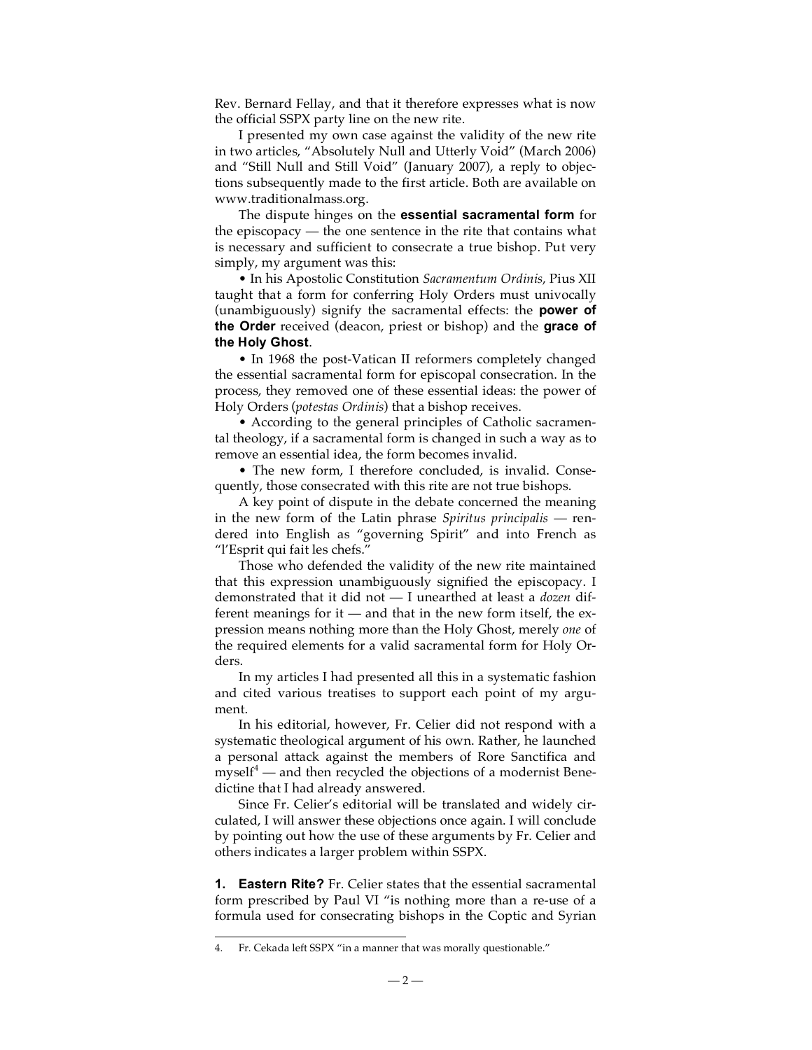Rev. Bernard Fellay, and that it therefore expresses what is now the official SSPX party line on the new rite.

I presented my own case against the validity of the new rite in two articles, "Absolutely Null and Utterly Void" (March 2006) and "Still Null and Still Void" (January 2007), a reply to objections subsequently made to the first article. Both are available on www.traditionalmass.org.

The dispute hinges on the **essential sacramental form** for the episcopacy — the one sentence in the rite that contains what is necessary and sufficient to consecrate a true bishop. Put very simply, my argument was this:

• In his Apostolic Constitution *Sacramentum Ordinis*, Pius XII taught that a form for conferring Holy Orders must univocally (unambiguously) signify the sacramental effects: the **power of the Order** received (deacon, priest or bishop) and the **grace of the Holy Ghost**.

• In 1968 the post-Vatican II reformers completely changed the essential sacramental form for episcopal consecration. In the process, they removed one of these essential ideas: the power of Holy Orders (*potestas Ordinis*) that a bishop receives.

• According to the general principles of Catholic sacramental theology, if a sacramental form is changed in such a way as to remove an essential idea, the form becomes invalid.

• The new form, I therefore concluded, is invalid. Consequently, those consecrated with this rite are not true bishops.

A key point of dispute in the debate concerned the meaning in the new form of the Latin phrase *Spiritus principalis* — rendered into English as "governing Spirit" and into French as "l'Esprit qui fait les chefs."

Those who defended the validity of the new rite maintained that this expression unambiguously signified the episcopacy. I demonstrated that it did not — I unearthed at least a *dozen* different meanings for it — and that in the new form itself, the expression means nothing more than the Holy Ghost, merely *one* of the required elements for a valid sacramental form for Holy Orders.

In my articles I had presented all this in a systematic fashion and cited various treatises to support each point of my argument.

In his editorial, however, Fr. Celier did not respond with a systematic theological argument of his own. Rather, he launched a personal attack against the members of Rore Sanctifica and myself[4] — and then recycled the objections of a modernist Benedictine that I had already answered.

Since Fr. Celier's editorial will be translated and widely circulated, I will answer these objections once again. I will conclude by pointing out how the use of these arguments by Fr. Celier and others indicates a larger problem within SSPX.

**1. Eastern Rite?** Fr. Celier states that the essential sacramental form prescribed by Paul VI "is nothing more than a re-use of a formula used for consecrating bishops in the Coptic and Syrian

4. Fr. Cekada left SSPX "in a manner that was morally questionable."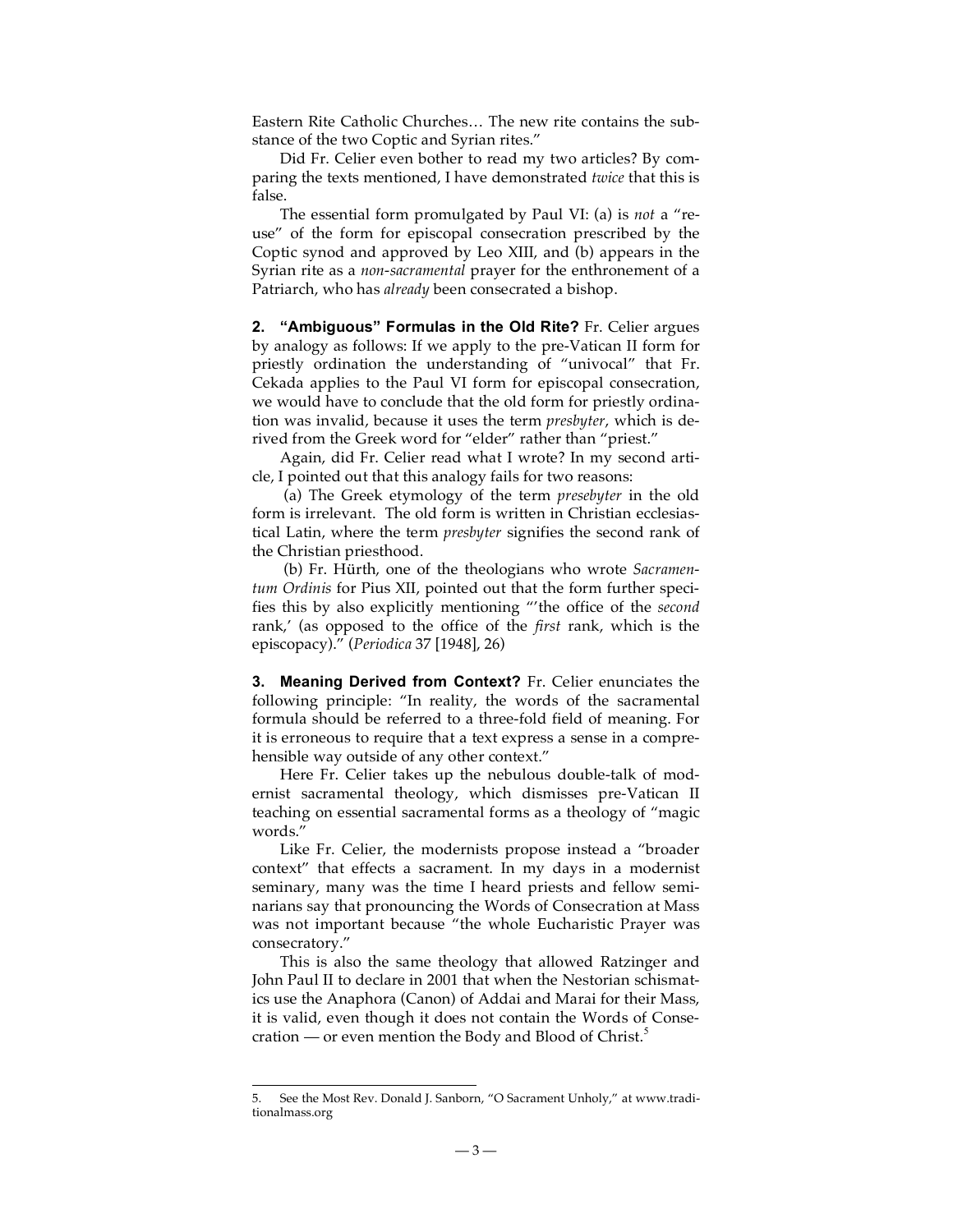Eastern Rite Catholic Churches… The new rite contains the substance of the two Coptic and Syrian rites."

Did Fr. Celier even bother to read my two articles? By comparing the texts mentioned, I have demonstrated *twice* that this is false.

The essential form promulgated by Paul VI: (a) is *not* a "reuse" of the form for episcopal consecration prescribed by the Coptic synod and approved by Leo XIII, and (b) appears in the Syrian rite as a *non-sacramental* prayer for the enthronement of a Patriarch, who has *already* been consecrated a bishop.

**2. "Ambiguous" Formulas in the Old Rite?** Fr. Celier argues by analogy as follows: If we apply to the pre-Vatican II form for priestly ordination the understanding of "univocal" that Fr. Cekada applies to the Paul VI form for episcopal consecration, we would have to conclude that the old form for priestly ordination was invalid, because it uses the term *presbyter*, which is derived from the Greek word for "elder" rather than "priest."

Again, did Fr. Celier read what I wrote? In my second article, I pointed out that this analogy fails for two reasons:

(a) The Greek etymology of the term *presebyter* in the old form is irrelevant. The old form is written in Christian ecclesiastical Latin, where the term *presbyter* signifies the second rank of the Christian priesthood.

(b) Fr. Hürth, one of the theologians who wrote *Sacramentum Ordinis* for Pius XII, pointed out that the form further specifies this by also explicitly mentioning "'the office of the *second* rank,' (as opposed to the office of the *first* rank, which is the episcopacy)." (*Periodica* 37 [1948], 26)

**3. Meaning Derived from Context?** Fr. Celier enunciates the following principle: "In reality, the words of the sacramental formula should be referred to a three-fold field of meaning. For it is erroneous to require that a text express a sense in a comprehensible way outside of any other context."

Here Fr. Celier takes up the nebulous double-talk of modernist sacramental theology, which dismisses pre-Vatican II teaching on essential sacramental forms as a theology of "magic words."

Like Fr. Celier, the modernists propose instead a "broader context" that effects a sacrament. In my days in a modernist seminary, many was the time I heard priests and fellow seminarians say that pronouncing the Words of Consecration at Mass was not important because "the whole Eucharistic Prayer was consecratory."

This is also the same theology that allowed Ratzinger and John Paul II to declare in 2001 that when the Nestorian schismatics use the Anaphora (Canon) of Addai and Marai for their Mass, it is valid, even though it does not contain the Words of Consecration — or even mention the Body and Blood of Christ.[5]

---

5. See the Most Rev. Donald J. Sanborn, "O Sacrament Unholy," at www.traditionalmass.org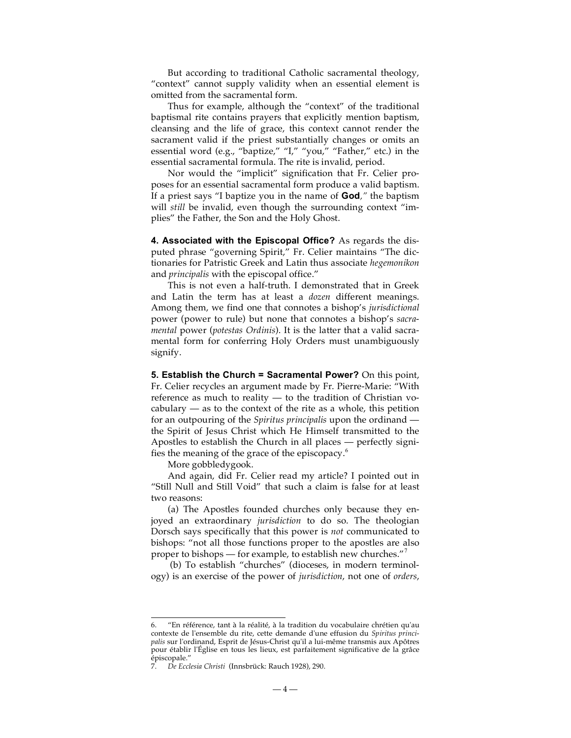But according to traditional Catholic sacramental theology, "context" cannot supply validity when an essential element is omitted from the sacramental form.

Thus for example, although the "context" of the traditional baptismal rite contains prayers that explicitly mention baptism, cleansing and the life of grace, this context cannot render the sacrament valid if the priest substantially changes or omits an essential word (e.g., "baptize," "I," "you," "Father," etc.) in the essential sacramental formula. The rite is invalid, period.

Nor would the "implicit" signification that Fr. Celier proposes for an essential sacramental form produce a valid baptism. If a priest says "I baptize you in the name of **God**," the baptism will *still* be invalid, even though the surrounding context "implies" the Father, the Son and the Holy Ghost.

**4. Associated with the Episcopal Office?** As regards the disputed phrase "governing Spirit," Fr. Celier maintains "The dictionaries for Patristic Greek and Latin thus associate *hegemonikon* and *principalis* with the episcopal office."

This is not even a half-truth. I demonstrated that in Greek and Latin the term has at least a *dozen* different meanings. Among them, we find one that connotes a bishop's *jurisdictional* power (power to rule) but none that connotes a bishop's *sacramental* power (*potestas Ordinis*). It is the latter that a valid sacramental form for conferring Holy Orders must unambiguously signify.

**5. Establish the Church = Sacramental Power?** On this point, Fr. Celier recycles an argument made by Fr. Pierre-Marie: "With reference as much to reality — to the tradition of Christian vocabulary — as to the context of the rite as a whole, this petition for an outpouring of the *Spiritus principalis* upon the ordinand — the Spirit of Jesus Christ which He Himself transmitted to the Apostles to establish the Church in all places — perfectly signifies the meaning of the grace of the episcopacy.[6]

More gobbledygook.

And again, did Fr. Celier read my article? I pointed out in "Still Null and Still Void" that such a claim is false for at least two reasons:

(a) The Apostles founded churches only because they enjoyed an extraordinary *jurisdiction* to do so. The theologian Dorsch says specifically that this power is *not* communicated to bishops: "not all those functions proper to the apostles are also proper to bishops — for example, to establish new churches."[7]

(b) To establish "churches" (dioceses, in modern terminology) is an exercise of the power of *jurisdiction*, not one of *orders*,

---

6. "En référence, tant à la réalité, à la tradition du vocabulaire chrétien qu'au contexte de l'ensemble du rite, cette demande d'une effusion du *Spiritus principalis* sur l'ordinand, Esprit de Jésus-Christ qu'il a lui-même transmis aux Apôtres pour établir l'Église en tous les lieux, est parfaitement significative de la grâce épiscopale."

7. *De Ecclesia Christi* (Innsbrück: Rauch 1928), 290.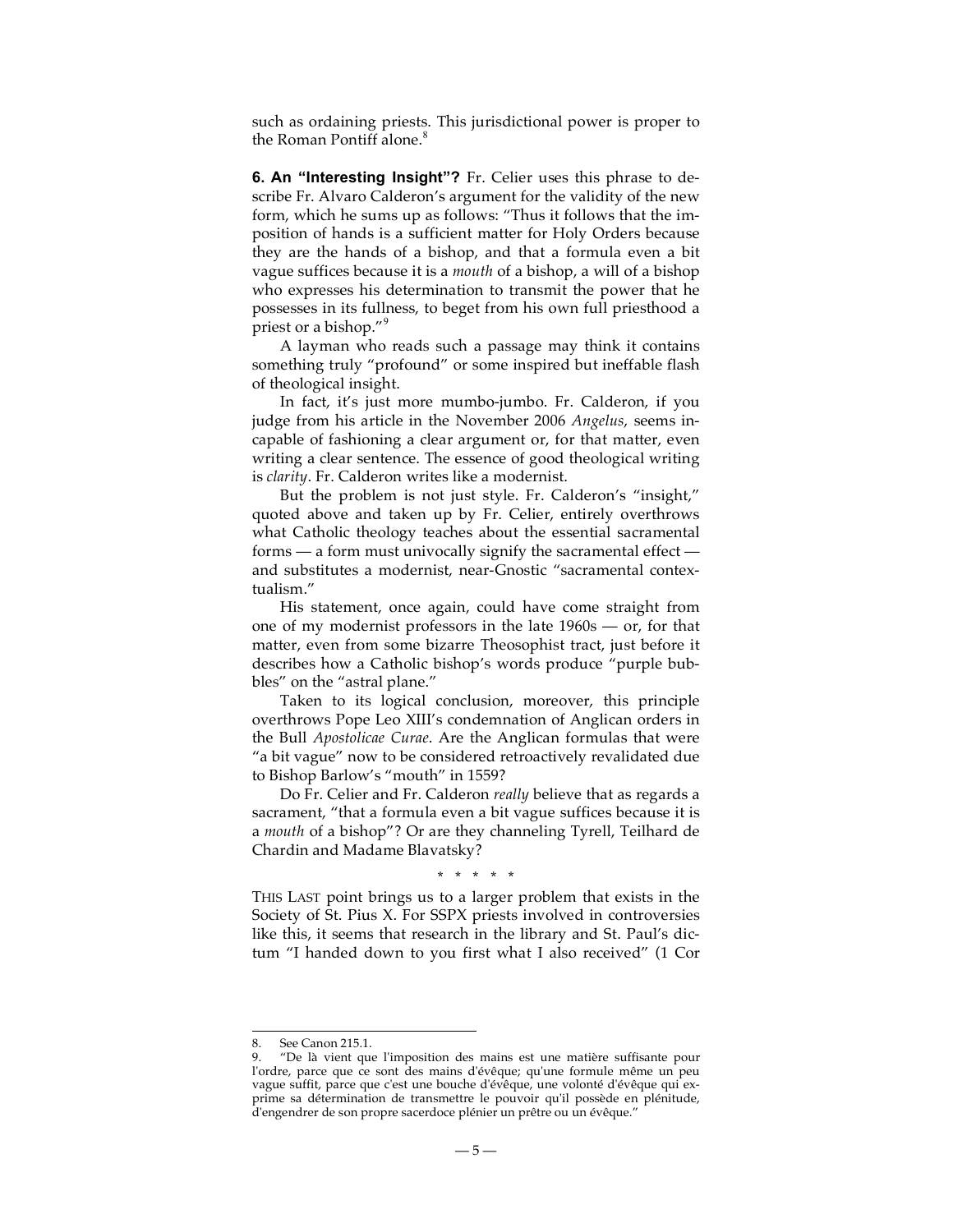such as ordaining priests. This jurisdictional power is proper to the Roman Pontiff alone.[8]

**6. An "Interesting Insight"?** Fr. Celier uses this phrase to describe Fr. Alvaro Calderon's argument for the validity of the new form, which he sums up as follows: "Thus it follows that the imposition of hands is a sufficient matter for Holy Orders because they are the hands of a bishop, and that a formula even a bit vague suffices because it is a *mouth* of a bishop, a will of a bishop who expresses his determination to transmit the power that he possesses in its fullness, to beget from his own full priesthood a priest or a bishop."[9]

A layman who reads such a passage may think it contains something truly "profound" or some inspired but ineffable flash of theological insight.

In fact, it's just more mumbo-jumbo. Fr. Calderon, if you judge from his article in the November 2006 *Angelus*, seems incapable of fashioning a clear argument or, for that matter, even writing a clear sentence. The essence of good theological writing is *clarity*. Fr. Calderon writes like a modernist.

But the problem is not just style. Fr. Calderon's "insight," quoted above and taken up by Fr. Celier, entirely overthrows what Catholic theology teaches about the essential sacramental forms — a form must univocally signify the sacramental effect — and substitutes a modernist, near-Gnostic "sacramental contextualism."

His statement, once again, could have come straight from one of my modernist professors in the late 1960s — or, for that matter, even from some bizarre Theosophist tract, just before it describes how a Catholic bishop's words produce "purple bubbles" on the "astral plane."

Taken to its logical conclusion, moreover, this principle overthrows Pope Leo XIII's condemnation of Anglican orders in the Bull *Apostolicae Curae*. Are the Anglican formulas that were "a bit vague" now to be considered retroactively revalidated due to Bishop Barlow's "mouth" in 1559?

Do Fr. Celier and Fr. Calderon *really* believe that as regards a sacrament, "that a formula even a bit vague suffices because it is a *mouth* of a bishop"? Or are they channeling Tyrell, Teilhard de Chardin and Madame Blavatsky?

\* \* \* \* \*

THIS LAST point brings us to a larger problem that exists in the Society of St. Pius X. For SSPX priests involved in controversies like this, it seems that research in the library and St. Paul's dictum "I handed down to you first what I also received" (1 Cor

---

8. See Canon 215.1.
9. "De là vient que l'imposition des mains est une matière suffisante pour l'ordre, parce que ce sont des mains d'évêque; qu'une formule même un peu vague suffit, parce que c'est une bouche d'évêque, une volonté d'évêque qui exprime sa détermination de transmettre le pouvoir qu'il possède en plénitude, d'engendrer de son propre sacerdoce plénier un prêtre ou un évêque."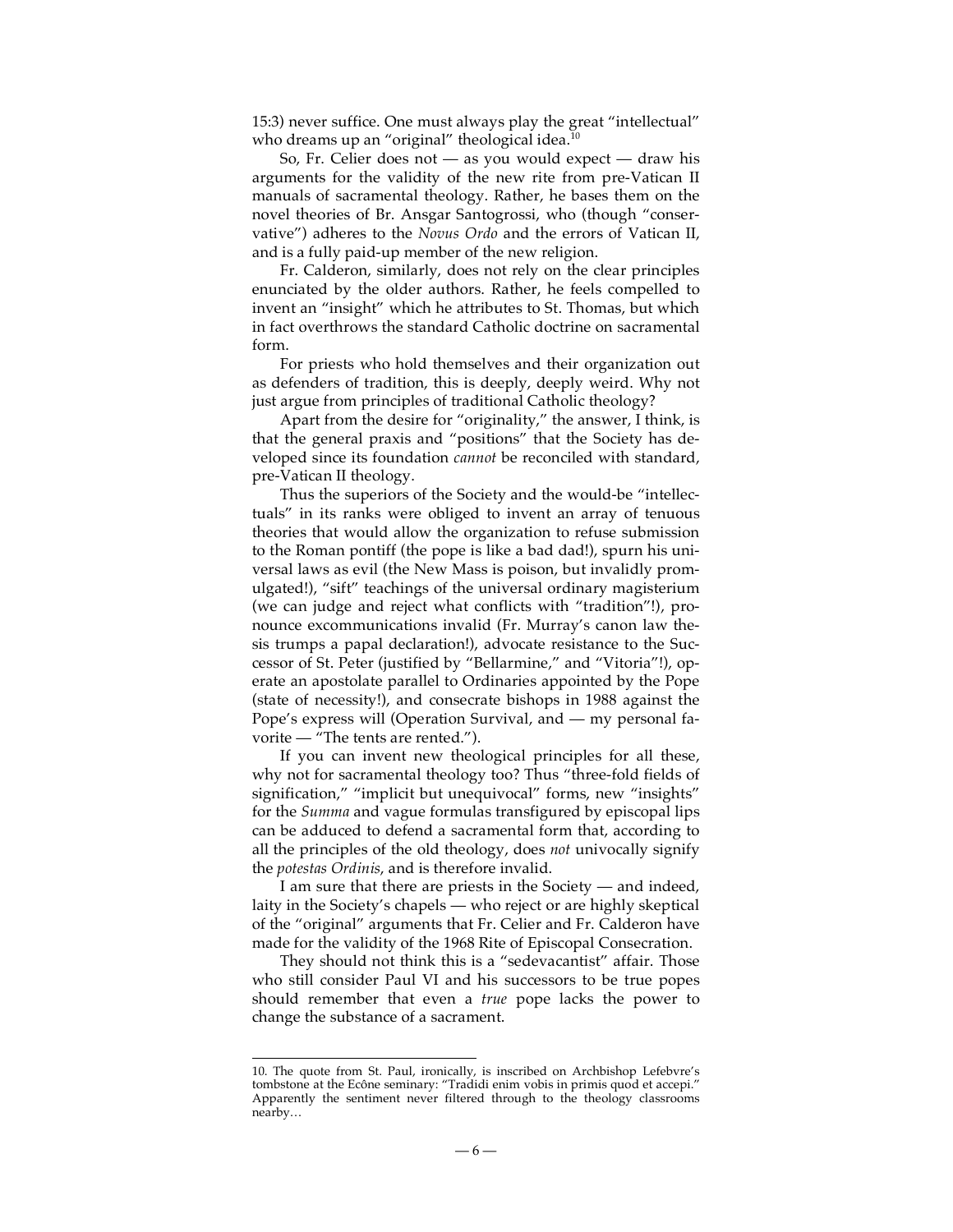15:3) never suffice. One must always play the great "intellectual" who dreams up an "original" theological idea.[10]

So, Fr. Celier does not — as you would expect — draw his arguments for the validity of the new rite from pre-Vatican II manuals of sacramental theology. Rather, he bases them on the novel theories of Br. Ansgar Santogrossi, who (though "conservative") adheres to the *Novus Ordo* and the errors of Vatican II, and is a fully paid-up member of the new religion.

Fr. Calderon, similarly, does not rely on the clear principles enunciated by the older authors. Rather, he feels compelled to invent an "insight" which he attributes to St. Thomas, but which in fact overthrows the standard Catholic doctrine on sacramental form.

For priests who hold themselves and their organization out as defenders of tradition, this is deeply, deeply weird. Why not just argue from principles of traditional Catholic theology?

Apart from the desire for "originality," the answer, I think, is that the general praxis and "positions" that the Society has developed since its foundation *cannot* be reconciled with standard, pre-Vatican II theology.

Thus the superiors of the Society and the would-be "intellectuals" in its ranks were obliged to invent an array of tenuous theories that would allow the organization to refuse submission to the Roman pontiff (the pope is like a bad dad!), spurn his universal laws as evil (the New Mass is poison, but invalidly promulgated!), "sift" teachings of the universal ordinary magisterium (we can judge and reject what conflicts with "tradition"!), pronounce excommunications invalid (Fr. Murray's canon law thesis trumps a papal declaration!), advocate resistance to the Successor of St. Peter (justified by "Bellarmine," and "Vitoria"!), operate an apostolate parallel to Ordinaries appointed by the Pope (state of necessity!), and consecrate bishops in 1988 against the Pope's express will (Operation Survival, and — my personal favorite — "The tents are rented.").

If you can invent new theological principles for all these, why not for sacramental theology too? Thus "three-fold fields of signification," "implicit but unequivocal" forms, new "insights" for the *Summa* and vague formulas transfigured by episcopal lips can be adduced to defend a sacramental form that, according to all the principles of the old theology, does *not* univocally signify the *potestas Ordinis*, and is therefore invalid.

I am sure that there are priests in the Society — and indeed, laity in the Society's chapels — who reject or are highly skeptical of the "original" arguments that Fr. Celier and Fr. Calderon have made for the validity of the 1968 Rite of Episcopal Consecration.

They should not think this is a "sedevacantist" affair. Those who still consider Paul VI and his successors to be true popes should remember that even a *true* pope lacks the power to change the substance of a sacrament.

---

10. The quote from St. Paul, ironically, is inscribed on Archbishop Lefebvre's tombstone at the Ecône seminary: "Tradidi enim vobis in primis quod et accepi." Apparently the sentiment never filtered through to the theology classrooms nearby…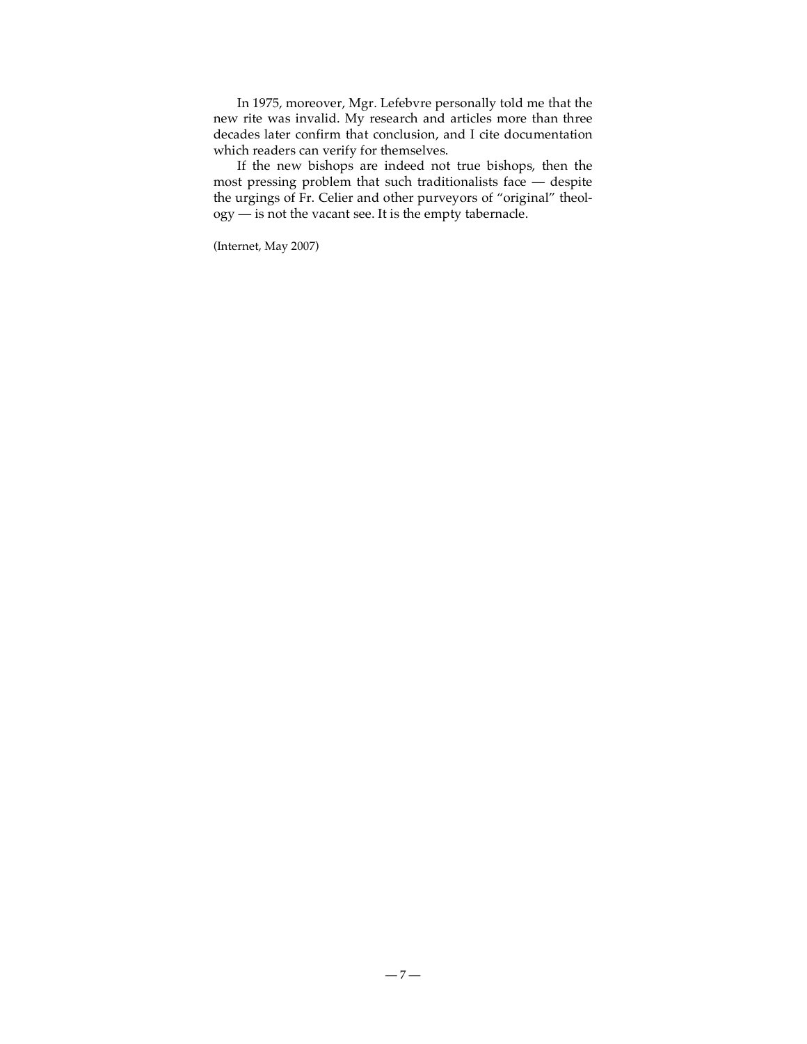In 1975, moreover, Mgr. Lefebvre personally told me that the new rite was invalid. My research and articles more than three decades later confirm that conclusion, and I cite documentation which readers can verify for themselves.

If the new bishops are indeed not true bishops, then the most pressing problem that such traditionalists face — despite the urgings of Fr. Celier and other purveyors of "original" theology — is not the vacant see. It is the empty tabernacle.

(Internet, May 2007)